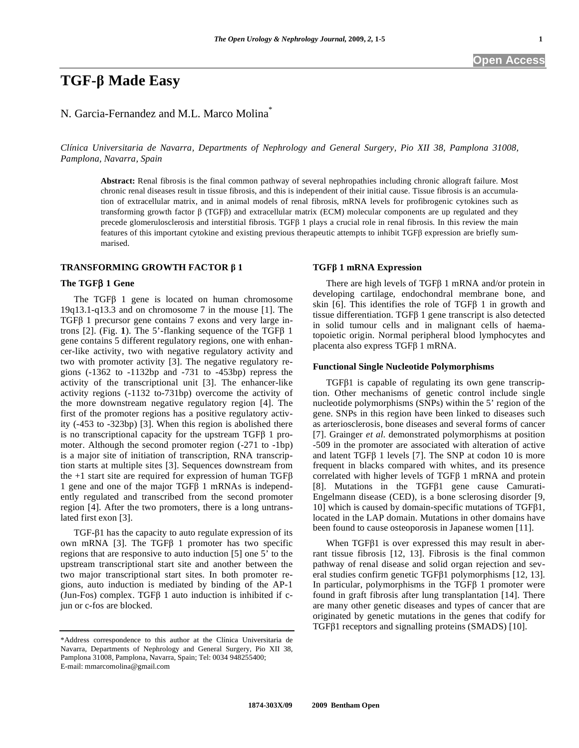# TGF-β Made Easy

N. Garcia-Fernandez and M.L. Marco Molina*

*Clínica Universitaria de Navarra, Departments of Nephrology and General Surgery, Pio XII 38, Pamplona 31008, Pamplona, Navarra, Spain*

**Abstract:** Renal fibrosis is the final common pathway of several nephropathies including chronic allograft failure. Most chronic renal diseases result in tissue fibrosis, and this is independent of their initial cause. Tissue fibrosis is an accumulation of extracellular matrix, and in animal models of renal fibrosis, mRNA levels for profibrogenic cytokines such as transforming growth factor β (TGFβ) and extracellular matrix (ECM) molecular components are up regulated and they precede glomerulosclerosis and interstitial fibrosis. TGFβ 1 plays a crucial role in renal fibrosis. In this review the main features of this important cytokine and existing previous therapeutic attempts to inhibit TGFβ expression are briefly summarised.

## TRANSFORMING GROWTH FACTOR β 1

### The TGFβ 1 Gene

The TGFβ 1 gene is located on human chromosome 19q13.1-q13.3 and on chromosome 7 in the mouse [1]. The TGFβ 1 precursor gene contains 7 exons and very large introns [2]. (Fig. **1**). The 5'-flanking sequence of the TGFβ 1 gene contains 5 different regulatory regions, one with enhancer-like activity, two with negative regulatory activity and two with promoter activity [3]. The negative regulatory regions (-1362 to -1132bp and -731 to -453bp) repress the activity of the transcriptional unit [3]. The enhancer-like activity regions (-1132 to-731bp) overcome the activity of the more downstream negative regulatory region [4]. The first of the promoter regions has a positive regulatory activity (-453 to -323bp) [3]. When this region is abolished there is no transcriptional capacity for the upstream TGFβ 1 promoter. Although the second promoter region (-271 to -1bp) is a major site of initiation of transcription, RNA transcription starts at multiple sites [3]. Sequences downstream from the +1 start site are required for expression of human TGFβ 1 gene and one of the major TGFβ 1 mRNAs is independently regulated and transcribed from the second promoter region [4]. After the two promoters, there is a long untranslated first exon [3].

TGF-β1 has the capacity to auto regulate expression of its own mRNA [3]. The TGFβ 1 promoter has two specific regions that are responsive to auto induction [5] one 5' to the upstream transcriptional start site and another between the two major transcriptional start sites. In both promoter regions, auto induction is mediated by binding of the AP-1 (Jun-Fos) complex. TGFβ 1 auto induction is inhibited if c-jun or c-fos are blocked.

### TGFβ 1 mRNA Expression

There are high levels of TGFβ 1 mRNA and/or protein in developing cartilage, endochondral membrane bone, and skin [6]. This identifies the role of TGFβ 1 in growth and tissue differentiation. TGFβ 1 gene transcript is also detected in solid tumour cells and in malignant cells of haematopoietic origin. Normal peripheral blood lymphocytes and placenta also express TGFβ 1 mRNA.

### Functional Single Nucleotide Polymorphisms

TGFβ1 is capable of regulating its own gene transcription. Other mechanisms of genetic control include single nucleotide polymorphisms (SNPs) within the 5' region of the gene. SNPs in this region have been linked to diseases such as arteriosclerosis, bone diseases and several forms of cancer [7]. Grainger *et al.* demonstrated polymorphisms at position -509 in the promoter are associated with alteration of active and latent TGFβ 1 levels [7]. The SNP at codon 10 is more frequent in blacks compared with whites, and its presence correlated with higher levels of TGFβ 1 mRNA and protein [8]. Mutations in the TGFβ1 gene cause Camurati-Engelmann disease (CED), is a bone sclerosing disorder [9, 10] which is caused by domain-specific mutations of TGFβ1, located in the LAP domain. Mutations in other domains have been found to cause osteoporosis in Japanese women [11].

When TGFβ1 is over expressed this may result in aberrant tissue fibrosis [12, 13]. Fibrosis is the final common pathway of renal disease and solid organ rejection and several studies confirm genetic TGFβ1 polymorphisms [12, 13]. In particular, polymorphisms in the TGFβ 1 promoter were found in graft fibrosis after lung transplantation [14]. There are many other genetic diseases and types of cancer that are originated by genetic mutations in the genes that codify for TGFβ1 receptors and signalling proteins (SMADS) [10].

---

*Address correspondence to this author at the Clínica Universitaria de Navarra, Departments of Nephrology and General Surgery, Pio XII 38, Pamplona 31008, Pamplona, Navarra, Spain; Tel: 0034 948255400; E-mail: mmarcomolina@gmail.com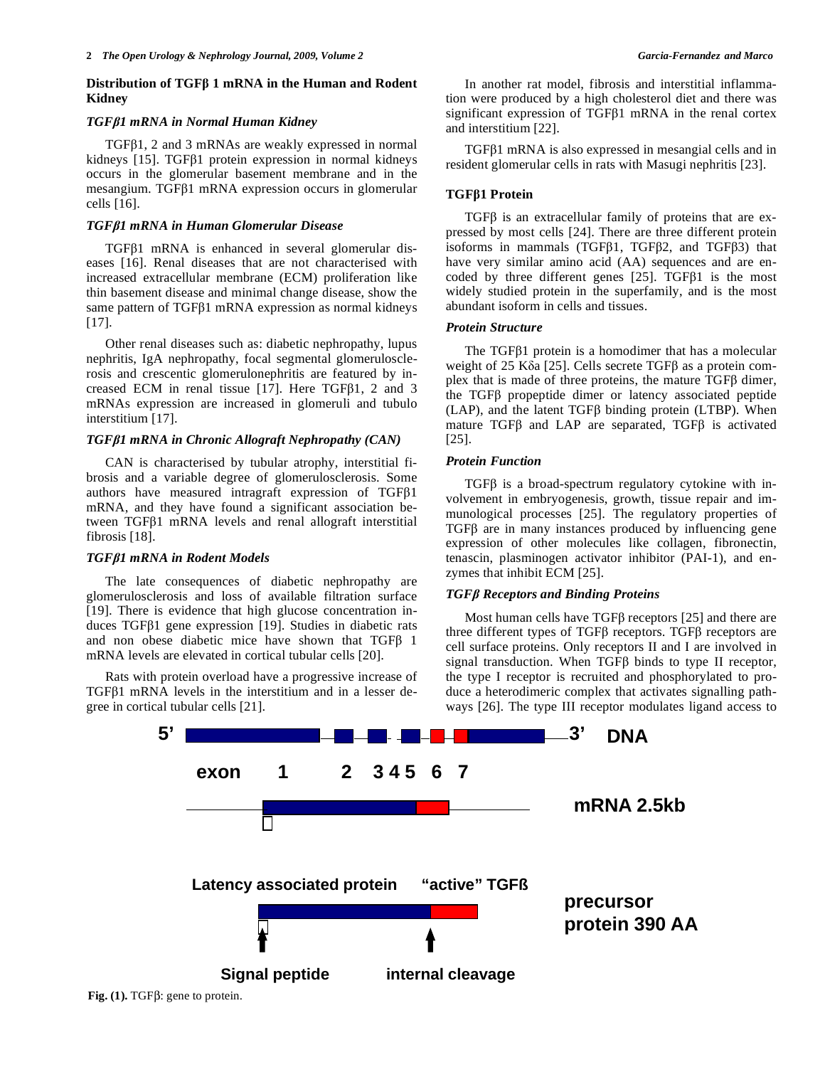## Distribution of TGFβ 1 mRNA in the Human and Rodent Kidney

### *TGFβ1 mRNA in Normal Human Kidney*

TGFβ1, 2 and 3 mRNAs are weakly expressed in normal kidneys [15]. TGFβ1 protein expression in normal kidneys occurs in the glomerular basement membrane and in the mesangium. TGFβ1 mRNA expression occurs in glomerular cells [16].

### *TGFβ1 mRNA in Human Glomerular Disease*

TGFβ1 mRNA is enhanced in several glomerular diseases [16]. Renal diseases that are not characterised with increased extracellular membrane (ECM) proliferation like thin basement disease and minimal change disease, show the same pattern of TGFβ1 mRNA expression as normal kidneys [17].

Other renal diseases such as: diabetic nephropathy, lupus nephritis, IgA nephropathy, focal segmental glomerulosclerosis and crescentic glomerulonephritis are featured by increased ECM in renal tissue [17]. Here TGFβ1, 2 and 3 mRNAs expression are increased in glomeruli and tubulo interstitium [17].

### *TGFβ1 mRNA in Chronic Allograft Nephropathy (CAN)*

CAN is characterised by tubular atrophy, interstitial fibrosis and a variable degree of glomerulosclerosis. Some authors have measured intragraft expression of TGFβ1 mRNA, and they have found a significant association between TGFβ1 mRNA levels and renal allograft interstitial fibrosis [18].

### *TGFβ1 mRNA in Rodent Models*

The late consequences of diabetic nephropathy are glomerulosclerosis and loss of available filtration surface [19]. There is evidence that high glucose concentration induces TGFβ1 gene expression [19]. Studies in diabetic rats and non obese diabetic mice have shown that TGFβ 1 mRNA levels are elevated in cortical tubular cells [20].

Rats with protein overload have a progressive increase of TGFβ1 mRNA levels in the interstitium and in a lesser degree in cortical tubular cells [21].

In another rat model, fibrosis and interstitial inflammation were produced by a high cholesterol diet and there was significant expression of TGFβ1 mRNA in the renal cortex and interstitium [22].

TGFβ1 mRNA is also expressed in mesangial cells and in resident glomerular cells in rats with Masugi nephritis [23].

## TGFβ1 Protein

TGFβ is an extracellular family of proteins that are expressed by most cells [24]. There are three different protein isoforms in mammals (TGFβ1, TGFβ2, and TGFβ3) that have very similar amino acid (AA) sequences and are encoded by three different genes [25]. TGFβ1 is the most widely studied protein in the superfamily, and is the most abundant isoform in cells and tissues.

### *Protein Structure*

The TGFβ1 protein is a homodimer that has a molecular weight of 25 Kδa [25]. Cells secrete TGFβ as a protein complex that is made of three proteins, the mature TGFβ dimer, the TGFβ propeptide dimer or latency associated peptide (LAP), and the latent TGFβ binding protein (LTBP). When mature TGFβ and LAP are separated, TGFβ is activated [25].

### *Protein Function*

TGFβ is a broad-spectrum regulatory cytokine with involvement in embryogenesis, growth, tissue repair and immunological processes [25]. The regulatory properties of TGFβ are in many instances produced by influencing gene expression of other molecules like collagen, fibronectin, tenascin, plasminogen activator inhibitor (PAI-1), and enzymes that inhibit ECM [25].

### *TGFβ Receptors and Binding Proteins*

Most human cells have TGFβ receptors [25] and there are three different types of TGFβ receptors. TGFβ receptors are cell surface proteins. Only receptors II and I are involved in signal transduction. When TGFβ binds to type II receptor, the type I receptor is recruited and phosphorylated to produce a heterodimeric complex that activates signalling pathways [26]. The type III receptor modulates ligand access to

**Fig. (1).** TGFβ: gene to protein.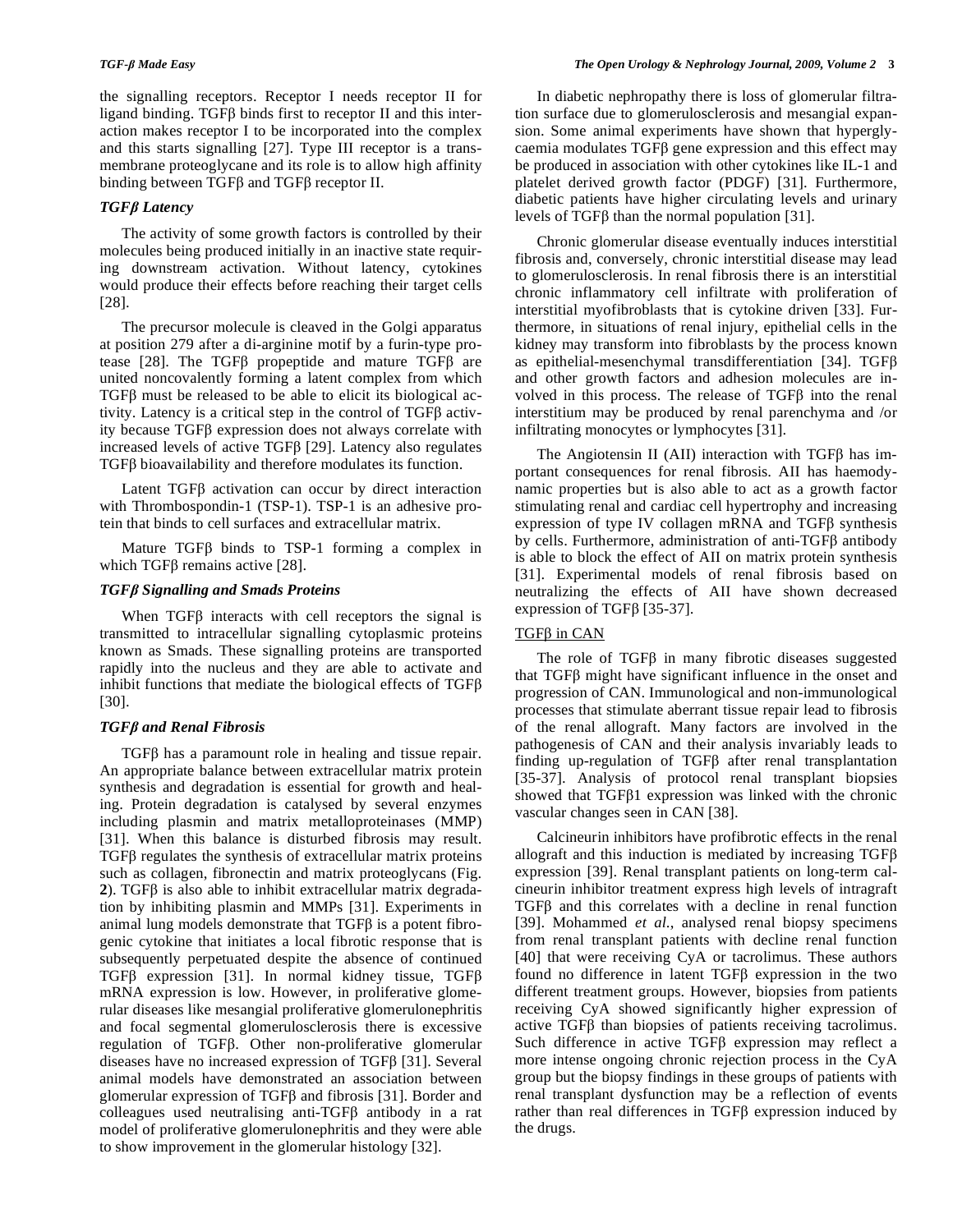the signalling receptors. Receptor I needs receptor II for ligand binding. TGFβ binds first to receptor II and this interaction makes receptor I to be incorporated into the complex and this starts signalling [27]. Type III receptor is a transmembrane proteoglycane and its role is to allow high affinity binding between TGFβ and TGFβ receptor II.

### *TGFβ Latency*

The activity of some growth factors is controlled by their molecules being produced initially in an inactive state requiring downstream activation. Without latency, cytokines would produce their effects before reaching their target cells [28].

The precursor molecule is cleaved in the Golgi apparatus at position 279 after a di-arginine motif by a furin-type protease [28]. The TGFβ propeptide and mature TGFβ are united noncovalently forming a latent complex from which TGFβ must be released to be able to elicit its biological activity. Latency is a critical step in the control of TGFβ activity because TGFβ expression does not always correlate with increased levels of active TGFβ [29]. Latency also regulates TGFβ bioavailability and therefore modulates its function.

Latent TGFβ activation can occur by direct interaction with Thrombospondin-1 (TSP-1). TSP-1 is an adhesive protein that binds to cell surfaces and extracellular matrix.

Mature TGFβ binds to TSP-1 forming a complex in which TGFβ remains active [28].

### *TGFβ Signalling and Smads Proteins*

When TGFβ interacts with cell receptors the signal is transmitted to intracellular signalling cytoplasmic proteins known as Smads. These signalling proteins are transported rapidly into the nucleus and they are able to activate and inhibit functions that mediate the biological effects of TGFβ [30].

### *TGFβ and Renal Fibrosis*

TGFβ has a paramount role in healing and tissue repair. An appropriate balance between extracellular matrix protein synthesis and degradation is essential for growth and healing. Protein degradation is catalysed by several enzymes including plasmin and matrix metalloproteinases (MMP) [31]. When this balance is disturbed fibrosis may result. TGFβ regulates the synthesis of extracellular matrix proteins such as collagen, fibronectin and matrix proteoglycans (Fig. **2**). TGFβ is also able to inhibit extracellular matrix degradation by inhibiting plasmin and MMPs [31]. Experiments in animal lung models demonstrate that TGFβ is a potent fibrogenic cytokine that initiates a local fibrotic response that is subsequently perpetuated despite the absence of continued TGFβ expression [31]. In normal kidney tissue, TGFβ mRNA expression is low. However, in proliferative glomerular diseases like mesangial proliferative glomerulonephritis and focal segmental glomerulosclerosis there is excessive regulation of TGFβ. Other non-proliferative glomerular diseases have no increased expression of TGFβ [31]. Several animal models have demonstrated an association between glomerular expression of TGFβ and fibrosis [31]. Border and colleagues used neutralising anti-TGFβ antibody in a rat model of proliferative glomerulonephritis and they were able to show improvement in the glomerular histology [32].

In diabetic nephropathy there is loss of glomerular filtration surface due to glomerulosclerosis and mesangial expansion. Some animal experiments have shown that hyperglycaemia modulates TGFβ gene expression and this effect may be produced in association with other cytokines like IL-1 and platelet derived growth factor (PDGF) [31]. Furthermore, diabetic patients have higher circulating levels and urinary levels of TGFβ than the normal population [31].

Chronic glomerular disease eventually induces interstitial fibrosis and, conversely, chronic interstitial disease may lead to glomerulosclerosis. In renal fibrosis there is an interstitial chronic inflammatory cell infiltrate with proliferation of interstitial myofibroblasts that is cytokine driven [33]. Furthermore, in situations of renal injury, epithelial cells in the kidney may transform into fibroblasts by the process known as epithelial-mesenchymal transdifferentiation [34]. TGFβ and other growth factors and adhesion molecules are involved in this process. The release of TGFβ into the renal interstitium may be produced by renal parenchyma and /or infiltrating monocytes or lymphocytes [31].

The Angiotensin II (AII) interaction with TGFβ has important consequences for renal fibrosis. AII has haemodynamic properties but is also able to act as a growth factor stimulating renal and cardiac cell hypertrophy and increasing expression of type IV collagen mRNA and TGFβ synthesis by cells. Furthermore, administration of anti-TGFβ antibody is able to block the effect of AII on matrix protein synthesis [31]. Experimental models of renal fibrosis based on neutralizing the effects of AII have shown decreased expression of TGFβ [35-37].

### TGFβ in CAN

The role of TGFβ in many fibrotic diseases suggested that TGFβ might have significant influence in the onset and progression of CAN. Immunological and non-immunological processes that stimulate aberrant tissue repair lead to fibrosis of the renal allograft. Many factors are involved in the pathogenesis of CAN and their analysis invariably leads to finding up-regulation of TGFβ after renal transplantation [35-37]. Analysis of protocol renal transplant biopsies showed that TGFβ1 expression was linked with the chronic vascular changes seen in CAN [38].

Calcineurin inhibitors have profibrotic effects in the renal allograft and this induction is mediated by increasing TGFβ expression [39]. Renal transplant patients on long-term calcineurin inhibitor treatment express high levels of intragraft TGFβ and this correlates with a decline in renal function [39]. Mohammed *et al*., analysed renal biopsy specimens from renal transplant patients with decline renal function [40] that were receiving CyA or tacrolimus. These authors found no difference in latent TGFβ expression in the two different treatment groups. However, biopsies from patients receiving CyA showed significantly higher expression of active TGFβ than biopsies of patients receiving tacrolimus. Such difference in active TGFβ expression may reflect a more intense ongoing chronic rejection process in the CyA group but the biopsy findings in these groups of patients with renal transplant dysfunction may be a reflection of events rather than real differences in TGFβ expression induced by the drugs.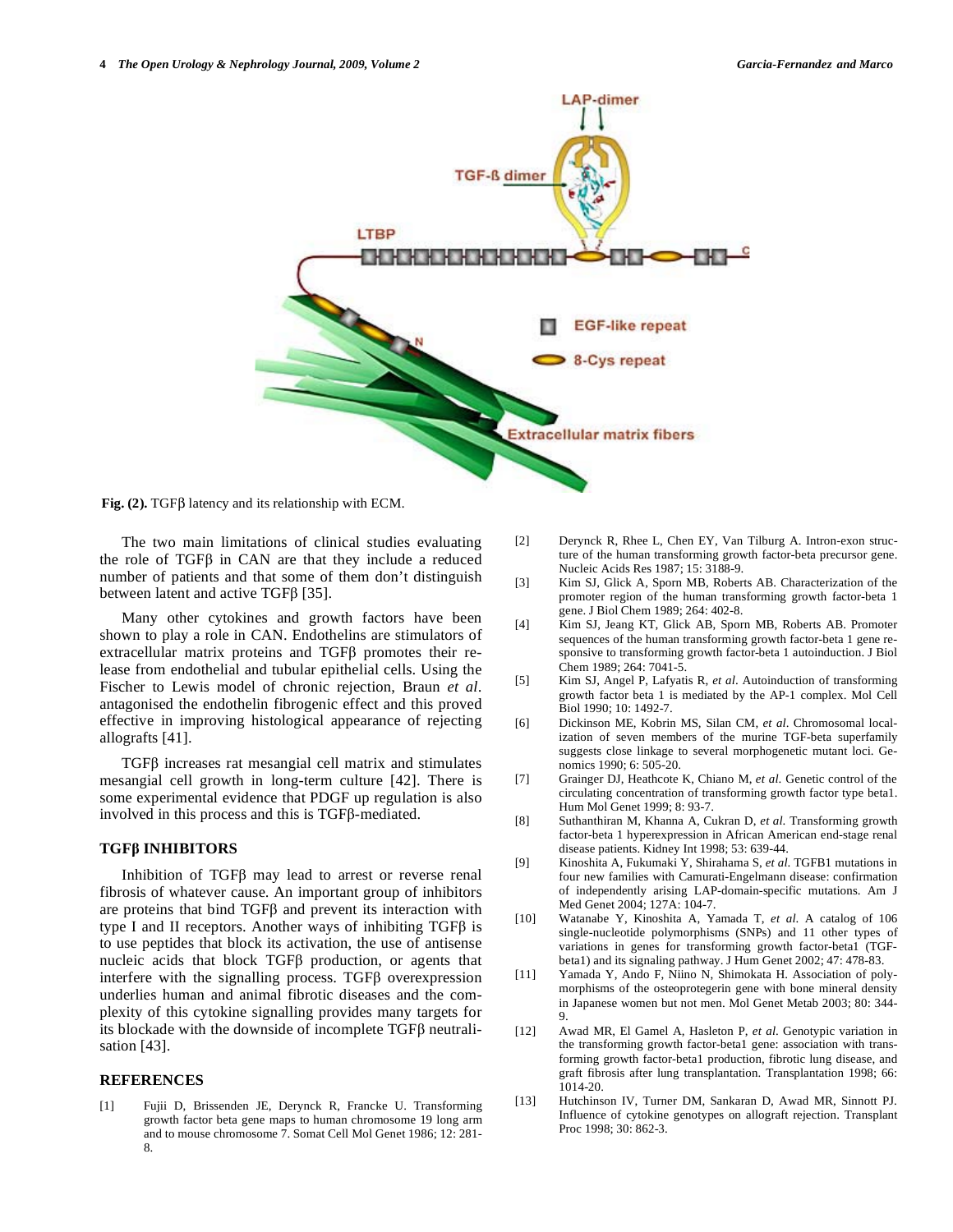Fig. (2). TGFβ latency and its relationship with ECM.

The two main limitations of clinical studies evaluating the role of TGFβ in CAN are that they include a reduced number of patients and that some of them don't distinguish between latent and active TGFβ [35].

Many other cytokines and growth factors have been shown to play a role in CAN. Endothelins are stimulators of extracellular matrix proteins and TGFβ promotes their release from endothelial and tubular epithelial cells. Using the Fischer to Lewis model of chronic rejection, Braun *et al*. antagonised the endothelin fibrogenic effect and this proved effective in improving histological appearance of rejecting allografts [41].

TGFβ increases rat mesangial cell matrix and stimulates mesangial cell growth in long-term culture [42]. There is some experimental evidence that PDGF up regulation is also involved in this process and this is TGFβ-mediated.

## TGFβ INHIBITORS

Inhibition of TGFβ may lead to arrest or reverse renal fibrosis of whatever cause. An important group of inhibitors are proteins that bind TGFβ and prevent its interaction with type I and II receptors. Another ways of inhibiting TGFβ is to use peptides that block its activation, the use of antisense nucleic acids that block TGFβ production, or agents that interfere with the signalling process. TGFβ overexpression underlies human and animal fibrotic diseases and the complexity of this cytokine signalling provides many targets for its blockade with the downside of incomplete TGFβ neutralisation [43].

## REFERENCES

[1] Fujii D, Brissenden JE, Derynck R, Francke U. Transforming growth factor beta gene maps to human chromosome 19 long arm and to mouse chromosome 7. Somat Cell Mol Genet 1986; 12: 281-8.

[2] Derynck R, Rhee L, Chen EY, Van Tilburg A. Intron-exon structure of the human transforming growth factor-beta precursor gene. Nucleic Acids Res 1987; 15: 3188-9.

[3] Kim SJ, Glick A, Sporn MB, Roberts AB. Characterization of the promoter region of the human transforming growth factor-beta 1 gene. J Biol Chem 1989; 264: 402-8.

[4] Kim SJ, Jeang KT, Glick AB, Sporn MB, Roberts AB. Promoter sequences of the human transforming growth factor-beta 1 gene responsive to transforming growth factor-beta 1 autoinduction. J Biol Chem 1989; 264: 7041-5.

[5] Kim SJ, Angel P, Lafyatis R, *et al*. Autoinduction of transforming growth factor beta 1 is mediated by the AP-1 complex. Mol Cell Biol 1990; 10: 1492-7.

[6] Dickinson ME, Kobrin MS, Silan CM, *et al*. Chromosomal localization of seven members of the murine TGF-beta superfamily suggests close linkage to several morphogenetic mutant loci. Genomics 1990; 6: 505-20.

[7] Grainger DJ, Heathcote K, Chiano M, *et al*. Genetic control of the circulating concentration of transforming growth factor type beta1. Hum Mol Genet 1999; 8: 93-7.

[8] Suthanthiran M, Khanna A, Cukran D, *et al*. Transforming growth factor-beta 1 hyperexpression in African American end-stage renal disease patients. Kidney Int 1998; 53: 639-44.

[9] Kinoshita A, Fukumaki Y, Shirahama S, *et al*. TGFB1 mutations in four new families with Camurati-Engelmann disease: confirmation of independently arising LAP-domain-specific mutations. Am J Med Genet 2004; 127A: 104-7.

[10] Watanabe Y, Kinoshita A, Yamada T, *et al*. A catalog of 106 single-nucleotide polymorphisms (SNPs) and 11 other types of variations in genes for transforming growth factor-beta1 (TGF-beta1) and its signaling pathway. J Hum Genet 2002; 47: 478-83.

[11] Yamada Y, Ando F, Niino N, Shimokata H. Association of polymorphisms of the osteoprotegerin gene with bone mineral density in Japanese women but not men. Mol Genet Metab 2003; 80: 344-9.

[12] Awad MR, El Gamel A, Hasleton P, *et al*. Genotypic variation in the transforming growth factor-beta1 gene: association with transforming growth factor-beta1 production, fibrotic lung disease, and graft fibrosis after lung transplantation. Transplantation 1998; 66: 1014-20.

[13] Hutchinson IV, Turner DM, Sankaran D, Awad MR, Sinnott PJ. Influence of cytokine genotypes on allograft rejection. Transplant Proc 1998; 30: 862-3.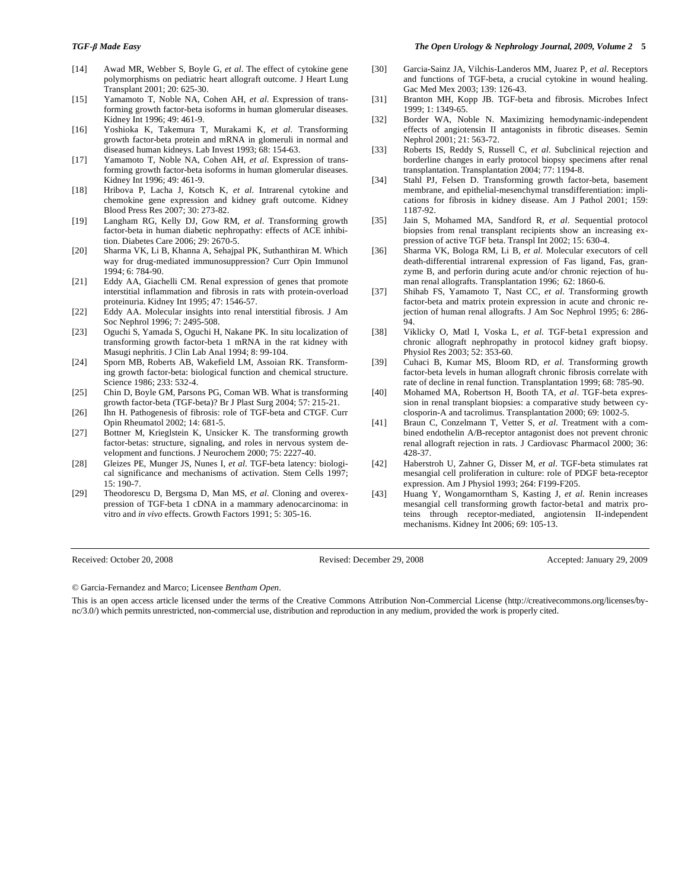[14] Awad MR, Webber S, Boyle G, *et al*. The effect of cytokine gene polymorphisms on pediatric heart allograft outcome. J Heart Lung Transplant 2001; 20: 625-30.

[15] Yamamoto T, Noble NA, Cohen AH, *et al.* Expression of transforming growth factor-beta isoforms in human glomerular diseases. Kidney Int 1996; 49: 461-9.

[16] Yoshioka K, Takemura T, Murakami K, *et al*. Transforming growth factor-beta protein and mRNA in glomeruli in normal and diseased human kidneys. Lab Invest 1993; 68: 154-63.

[17] Yamamoto T, Noble NA, Cohen AH, *et al.* Expression of transforming growth factor-beta isoforms in human glomerular diseases. Kidney Int 1996; 49: 461-9.

[18] Hribova P, Lacha J, Kotsch K, *et al*. Intrarenal cytokine and chemokine gene expression and kidney graft outcome. Kidney Blood Press Res 2007; 30: 273-82.

[19] Langham RG, Kelly DJ, Gow RM, *et al*. Transforming growth factor-beta in human diabetic nephropathy: effects of ACE inhibition. Diabetes Care 2006; 29: 2670-5.

[20] Sharma VK, Li B, Khanna A, Sehajpal PK, Suthanthiran M. Which way for drug-mediated immunosuppression? Curr Opin Immunol 1994; 6: 784-90.

[21] Eddy AA, Giachelli CM. Renal expression of genes that promote interstitial inflammation and fibrosis in rats with protein-overload proteinuria. Kidney Int 1995; 47: 1546-57.

[22] Eddy AA. Molecular insights into renal interstitial fibrosis. J Am Soc Nephrol 1996; 7: 2495-508.

[23] Oguchi S, Yamada S, Oguchi H, Nakane PK. In situ localization of transforming growth factor-beta 1 mRNA in the rat kidney with Masugi nephritis. J Clin Lab Anal 1994; 8: 99-104.

[24] Sporn MB, Roberts AB, Wakefield LM, Assoian RK. Transforming growth factor-beta: biological function and chemical structure. Science 1986; 233: 532-4.

[25] Chin D, Boyle GM, Parsons PG, Coman WB. What is transforming growth factor-beta (TGF-beta)? Br J Plast Surg 2004; 57: 215-21.

[26] Ihn H. Pathogenesis of fibrosis: role of TGF-beta and CTGF. Curr Opin Rheumatol 2002; 14: 681-5.

[27] Bottner M, Krieglstein K, Unsicker K. The transforming growth factor-betas: structure, signaling, and roles in nervous system development and functions. J Neurochem 2000; 75: 2227-40.

[28] Gleizes PE, Munger JS, Nunes I, *et al.* TGF-beta latency: biological significance and mechanisms of activation. Stem Cells 1997; 15: 190-7.

[29] Theodorescu D, Bergsma D, Man MS, *et al.* Cloning and overexpression of TGF-beta 1 cDNA in a mammary adenocarcinoma: in vitro and *in vivo* effects. Growth Factors 1991; 5: 305-16.

[30] Garcia-Sainz JA, Vilchis-Landeros MM, Juarez P, *et al.* Receptors and functions of TGF-beta, a crucial cytokine in wound healing. Gac Med Mex 2003; 139: 126-43.

[31] Branton MH, Kopp JB. TGF-beta and fibrosis. Microbes Infect 1999; 1: 1349-65.

[32] Border WA, Noble N. Maximizing hemodynamic-independent effects of angiotensin II antagonists in fibrotic diseases. Semin Nephrol 2001; 21: 563-72.

[33] Roberts IS, Reddy S, Russell C, *et al.* Subclinical rejection and borderline changes in early protocol biopsy specimens after renal transplantation. Transplantation 2004; 77: 1194-8.

[34] Stahl PJ, Felsen D. Transforming growth factor-beta, basement membrane, and epithelial-mesenchymal transdifferentiation: implications for fibrosis in kidney disease. Am J Pathol 2001; 159: 1187-92.

[35] Jain S, Mohamed MA, Sandford R, *et al.* Sequential protocol biopsies from renal transplant recipients show an increasing expression of active TGF beta. Transpl Int 2002; 15: 630-4.

[36] Sharma VK, Bologa RM, Li B, *et al.* Molecular executors of cell death-differential intrarenal expression of Fas ligand, Fas, granzyme B, and perforin during acute and/or chronic rejection of human renal allografts. Transplantation 1996; 62: 1860-6.

[37] Shihab FS, Yamamoto T, Nast CC, *et al.* Transforming growth factor-beta and matrix protein expression in acute and chronic rejection of human renal allografts. J Am Soc Nephrol 1995; 6: 286-94.

[38] Viklicky O, Matl I, Voska L, *et al.* TGF-beta1 expression and chronic allograft nephropathy in protocol kidney graft biopsy. Physiol Res 2003; 52: 353-60.

[39] Cuhaci B, Kumar MS, Bloom RD, *et al.* Transforming growth factor-beta levels in human allograft chronic fibrosis correlate with rate of decline in renal function. Transplantation 1999; 68: 785-90.

[40] Mohamed MA, Robertson H, Booth TA, *et al*. TGF-beta expression in renal transplant biopsies: a comparative study between cyclosporin-A and tacrolimus. Transplantation 2000; 69: 1002-5.

[41] Braun C, Conzelmann T, Vetter S, *et al.* Treatment with a combined endothelin A/B-receptor antagonist does not prevent chronic renal allograft rejection in rats. J Cardiovasc Pharmacol 2000; 36: 428-37.

[42] Haberstroh U, Zahner G, Disser M, *et al*. TGF-beta stimulates rat mesangial cell proliferation in culture: role of PDGF beta-receptor expression. Am J Physiol 1993; 264: F199-F205.

[43] Huang Y, Wongamorntham S, Kasting J, *et al.* Renin increases mesangial cell transforming growth factor-beta1 and matrix proteins through receptor-mediated, angiotensin II-independent mechanisms. Kidney Int 2006; 69: 105-13.

---

Received: October 20, 2008 Revised: December 29, 2008 Accepted: January 29, 2009

© Garcia-Fernandez and Marco; Licensee *Bentham Open*.

This is an open access article licensed under the terms of the Creative Commons Attribution Non-Commercial License (http://creativecommons.org/licenses/by-nc/3.0/) which permits unrestricted, non-commercial use, distribution and reproduction in any medium, provided the work is properly cited.